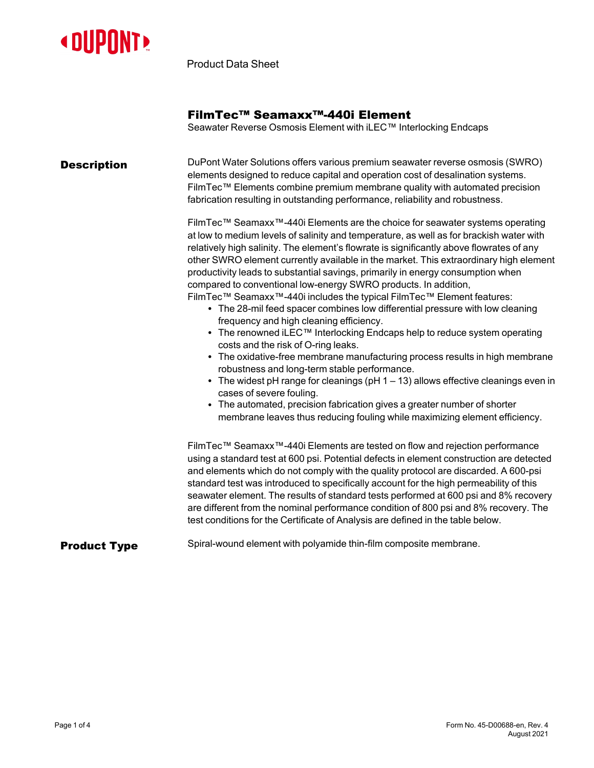Product Data Sheet

# FilmTec™ Seamaxx™-440i Element

Seawater Reverse Osmosis Element with iLEC™ Interlocking Endcaps

## Description

DuPont Water Solutions offers various premium seawater reverse osmosis (SWRO) elements designed to reduce capital and operation cost of desalination systems. FilmTec™ Elements combine premium membrane quality with automated precision fabrication resulting in outstanding performance, reliability and robustness.

FilmTec™ Seamaxx™-440i Elements are the choice for seawater systems operating at low to medium levels of salinity and temperature, as well as for brackish water with relatively high salinity. The element's flowrate is significantly above flowrates of any other SWRO element currently available in the market. This extraordinary high element productivity leads to substantial savings, primarily in energy consumption when compared to conventional low-energy SWRO products. In addition, FilmTec™ Seamaxx™-440i includes the typical FilmTec™ Element features:

- The 28-mil feed spacer combines low differential pressure with low cleaning frequency and high cleaning efficiency.
- The renowned iLEC™ Interlocking Endcaps help to reduce system operating costs and the risk of O-ring leaks.
- The oxidative-free membrane manufacturing process results in high membrane robustness and long-term stable performance.
- The widest pH range for cleanings (pH 1 – 13) allows effective cleanings even in cases of severe fouling.
- The automated, precision fabrication gives a greater number of shorter membrane leaves thus reducing fouling while maximizing element efficiency.

FilmTec™ Seamaxx™-440i Elements are tested on flow and rejection performance using a standard test at 600 psi. Potential defects in element construction are detected and elements which do not comply with the quality protocol are discarded. A 600-psi standard test was introduced to specifically account for the high permeability of this seawater element. The results of standard tests performed at 600 psi and 8% recovery are different from the nominal performance condition of 800 psi and 8% recovery. The test conditions for the Certificate of Analysis are defined in the table below.

## Product Type

Spiral-wound element with polyamide thin-film composite membrane.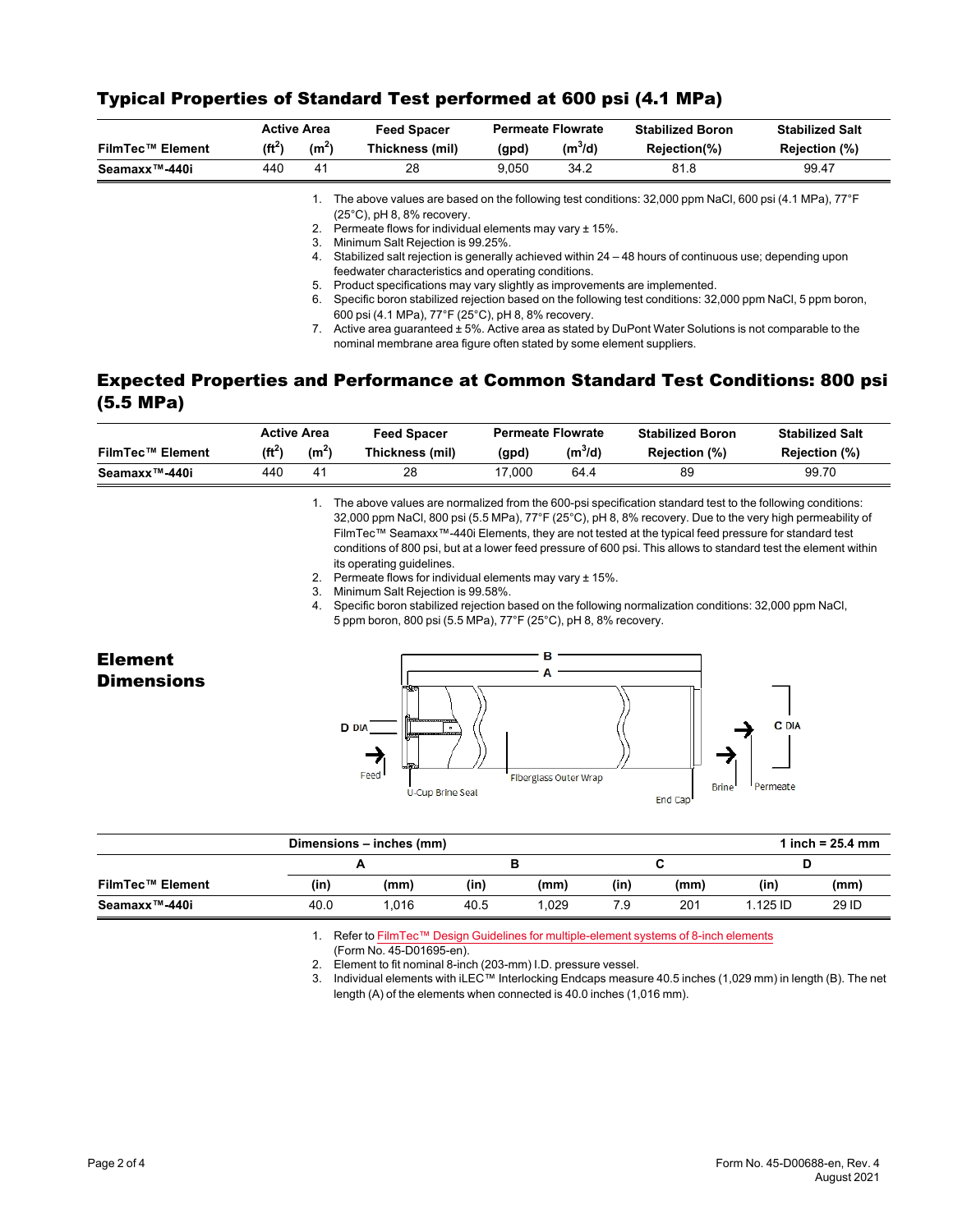## Typical Properties of Standard Test performed at 600 psi (4.1 MPa)

| FilmTec™ Element | Active Area ($ft^2$) | Active Area ($m^2$) | Feed Spacer Thickness (mil) | Permeate Flowrate (gpd) | Permeate Flowrate ($m^3$/d) | Stabilized Boron Rejection(%) | Stabilized Salt Rejection (%) |
|---|---|---|---|---|---|---|---|
| Seamaxx™-440i | 440 | 41 | 28 | 9,050 | 34.2 | 81.8 | 99.47 |

1. The above values are based on the following test conditions: 32,000 ppm NaCl, 600 psi (4.1 MPa), 77°F (25°C), pH 8, 8% recovery.
2. Permeate flows for individual elements may vary ± 15%.
3. Minimum Salt Rejection is 99.25%.
4. Stabilized salt rejection is generally achieved within 24 – 48 hours of continuous use; depending upon feedwater characteristics and operating conditions.
5. Product specifications may vary slightly as improvements are implemented.
6. Specific boron stabilized rejection based on the following test conditions: 32,000 ppm NaCl, 5 ppm boron, 600 psi (4.1 MPa), 77°F (25°C), pH 8, 8% recovery.
7. Active area guaranteed ± 5%. Active area as stated by DuPont Water Solutions is not comparable to the nominal membrane area figure often stated by some element suppliers.

## Expected Properties and Performance at Common Standard Test Conditions: 800 psi (5.5 MPa)

| FilmTec™ Element | Active Area ($ft^2$) | Active Area ($m^2$) | Feed Spacer Thickness (mil) | Permeate Flowrate (gpd) | Permeate Flowrate ($m^3$/d) | Stabilized Boron Rejection (%) | Stabilized Salt Rejection (%) |
|---|---|---|---|---|---|---|---|
| Seamaxx™-440i | 440 | 41 | 28 | 17,000 | 64.4 | 89 | 99.70 |

1. The above values are normalized from the 600-psi specification standard test to the following conditions: 32,000 ppm NaCl, 800 psi (5.5 MPa), 77°F (25°C), pH 8, 8% recovery. Due to the very high permeability of FilmTec™ Seamaxx™-440i Elements, they are not tested at the typical feed pressure for standard test conditions of 800 psi, but at a lower feed pressure of 600 psi. This allows to standard test the element within its operating guidelines.
2. Permeate flows for individual elements may vary ± 15%.
3. Minimum Salt Rejection is 99.58%.
4. Specific boron stabilized rejection based on the following normalization conditions: 32,000 ppm NaCl, 5 ppm boron, 800 psi (5.5 MPa), 77°F (25°C), pH 8, 8% recovery.

## Element Dimensions

B
A
D DIA
C DIA
Feed
U-Cup Brine Seal
Fiberglass Outer Wrap
End Cap
Brine
Permeate

| FilmTec™ Element | A (in) | A (mm) | B (in) | B (mm) | C (in) | C (mm) | D (in) | D (mm) |
|---|---|---|---|---|---|---|---|---|
| Seamaxx™-440i | 40.0 | 1,016 | 40.5 | 1,029 | 7.9 | 201 | 1.125 ID | 29 ID |

Dimensions – inches (mm); 1 inch = 25.4 mm

1. Refer to FilmTec™ Design Guidelines for multiple-element systems of 8-inch elements (Form No. 45-D01695-en).
2. Element to fit nominal 8-inch (203-mm) I.D. pressure vessel.
3. Individual elements with iLEC™ Interlocking Endcaps measure 40.5 inches (1,029 mm) in length (B). The net length (A) of the elements when connected is 40.0 inches (1,016 mm).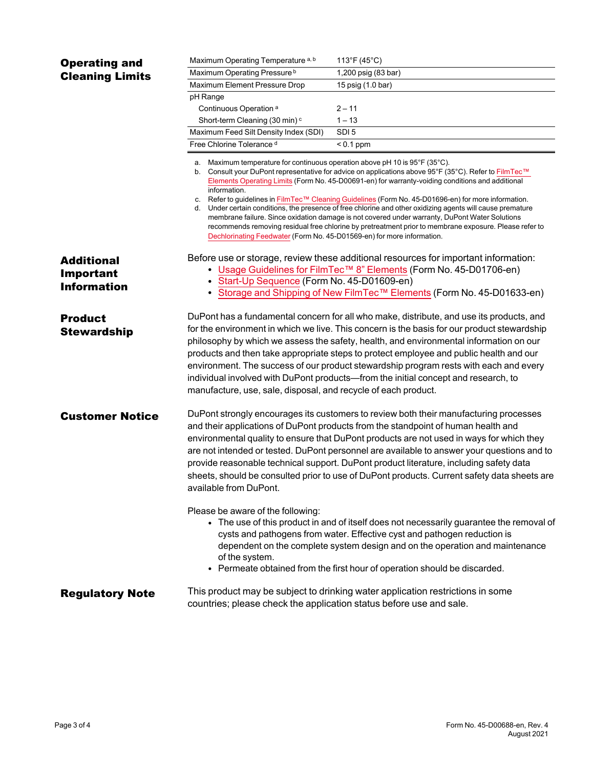## Operating and Cleaning Limits

| | |
|---|---|
| Maximum Operating Temperature [a, b] | 113°F (45°C) |
| Maximum Operating Pressure [b] | 1,200 psig (83 bar) |
| Maximum Element Pressure Drop | 15 psig (1.0 bar) |
| pH Range | |
| Continuous Operation [a] | 2 – 11 |
| Short-term Cleaning (30 min) [c] | 1 – 13 |
| Maximum Feed Silt Density Index (SDI) | SDI 5 |
| Free Chlorine Tolerance [d] | < 0.1 ppm |

a. Maximum temperature for continuous operation above pH 10 is 95°F (35°C).
b. Consult your DuPont representative for advice on applications above 95°F (35°C). Refer to FilmTec™ Elements Operating Limits (Form No. 45-D00691-en) for warranty-voiding conditions and additional information.
c. Refer to guidelines in FilmTec™ Cleaning Guidelines (Form No. 45-D01696-en) for more information.
d. Under certain conditions, the presence of free chlorine and other oxidizing agents will cause premature membrane failure. Since oxidation damage is not covered under warranty, DuPont Water Solutions recommends removing residual free chlorine by pretreatment prior to membrane exposure. Please refer to Dechlorinating Feedwater (Form No. 45-D01569-en) for more information.

## Additional Important Information

Before use or storage, review these additional resources for important information:

- Usage Guidelines for FilmTec™ 8" Elements (Form No. 45-D01706-en)
- Start-Up Sequence (Form No. 45-D01609-en)
- Storage and Shipping of New FilmTec™ Elements (Form No. 45-D01633-en)

## Product Stewardship

DuPont has a fundamental concern for all who make, distribute, and use its products, and for the environment in which we live. This concern is the basis for our product stewardship philosophy by which we assess the safety, health, and environmental information on our products and then take appropriate steps to protect employee and public health and our environment. The success of our product stewardship program rests with each and every individual involved with DuPont products—from the initial concept and research, to manufacture, use, sale, disposal, and recycle of each product.

## Customer Notice

DuPont strongly encourages its customers to review both their manufacturing processes and their applications of DuPont products from the standpoint of human health and environmental quality to ensure that DuPont products are not used in ways for which they are not intended or tested. DuPont personnel are available to answer your questions and to provide reasonable technical support. DuPont product literature, including safety data sheets, should be consulted prior to use of DuPont products. Current safety data sheets are available from DuPont.

Please be aware of the following:

- The use of this product in and of itself does not necessarily guarantee the removal of cysts and pathogens from water. Effective cyst and pathogen reduction is dependent on the complete system design and on the operation and maintenance of the system.
- Permeate obtained from the first hour of operation should be discarded.

## Regulatory Note

This product may be subject to drinking water application restrictions in some countries; please check the application status before use and sale.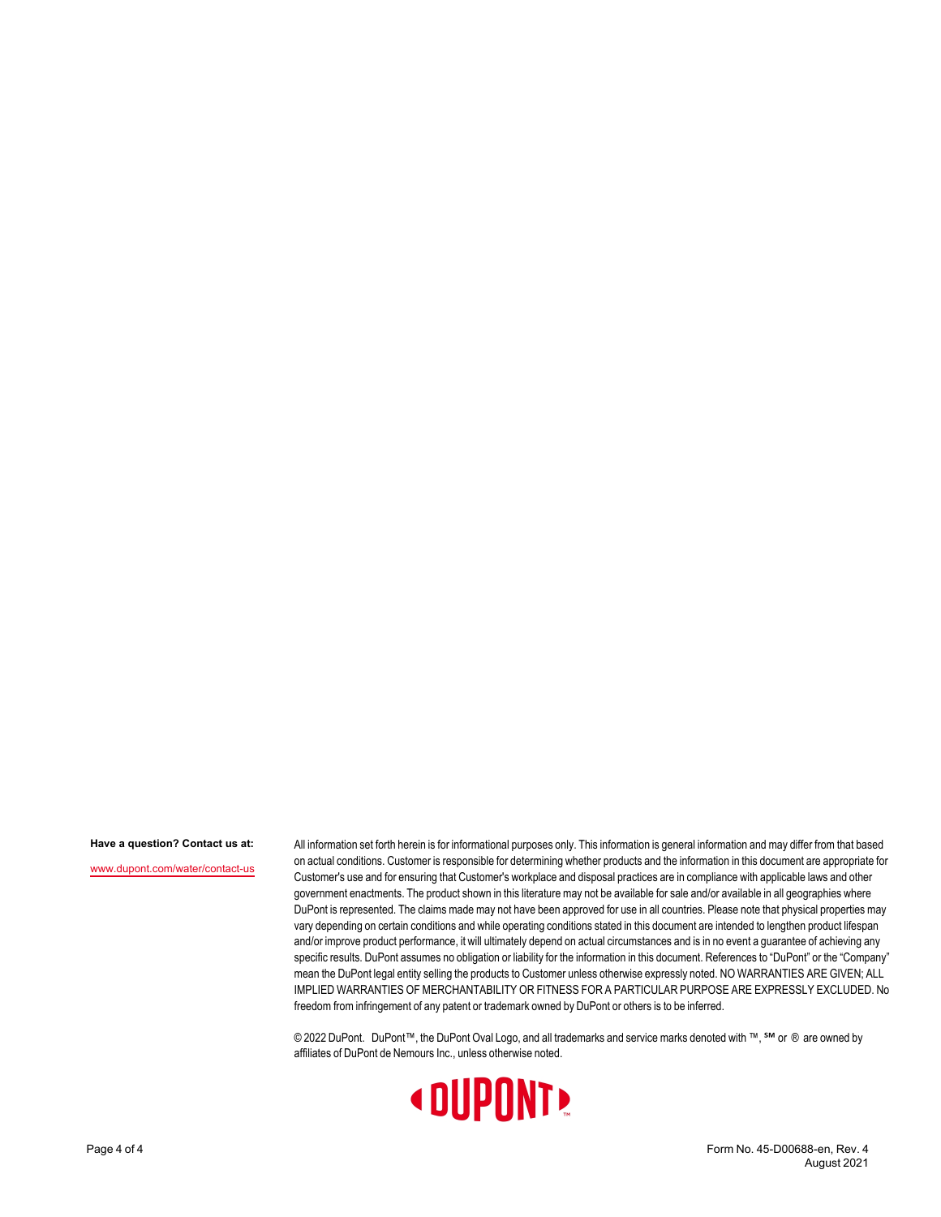**Have a question? Contact us at:**

www.dupont.com/water/contact-us

All information set forth herein is for informational purposes only. This information is general information and may differ from that based on actual conditions. Customer is responsible for determining whether products and the information in this document are appropriate for Customer's use and for ensuring that Customer's workplace and disposal practices are in compliance with applicable laws and other government enactments. The product shown in this literature may not be available for sale and/or available in all geographies where DuPont is represented. The claims made may not have been approved for use in all countries. Please note that physical properties may vary depending on certain conditions and while operating conditions stated in this document are intended to lengthen product lifespan and/or improve product performance, it will ultimately depend on actual circumstances and is in no event a guarantee of achieving any specific results. DuPont assumes no obligation or liability for the information in this document. References to "DuPont" or the "Company" mean the DuPont legal entity selling the products to Customer unless otherwise expressly noted. NO WARRANTIES ARE GIVEN; ALL IMPLIED WARRANTIES OF MERCHANTABILITY OR FITNESS FOR A PARTICULAR PURPOSE ARE EXPRESSLY EXCLUDED. No freedom from infringement of any patent or trademark owned by DuPont or others is to be inferred.

© 2022 DuPont. DuPont™, the DuPont Oval Logo, and all trademarks and service marks denoted with ™, ℠ or ® are owned by affiliates of DuPont de Nemours Inc., unless otherwise noted.

Form No. 45-D00688-en, Rev. 4
August 2021